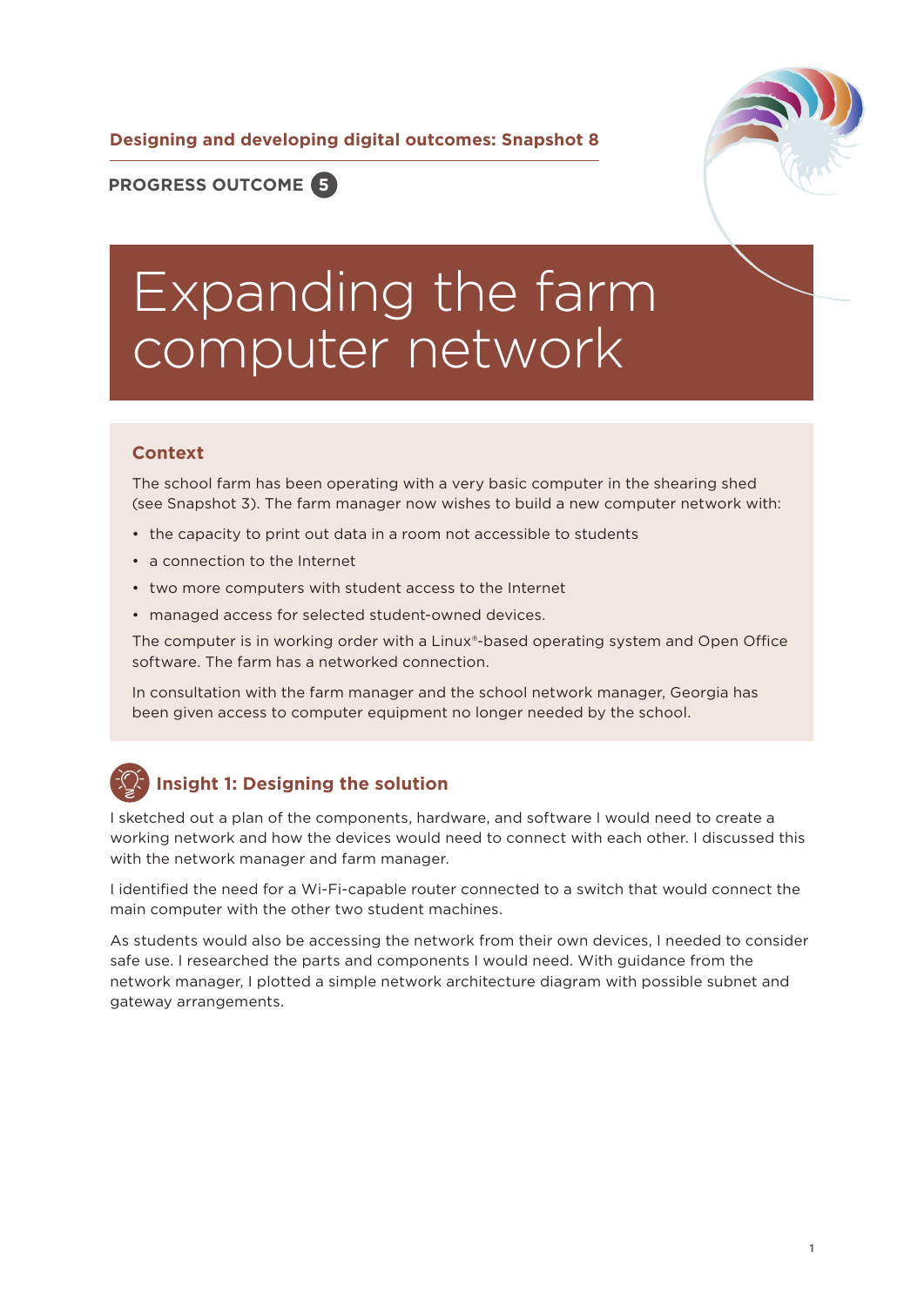**Designing and developing digital outcomes: Snapshot 8**

**PROGRESS OUTCOME 5**

# Expanding the farm computer network

## Context

The school farm has been operating with a very basic computer in the shearing shed (see Snapshot 3). The farm manager now wishes to build a new computer network with:

- the capacity to print out data in a room not accessible to students
- a connection to the Internet
- two more computers with student access to the Internet
- managed access for selected student-owned devices.

The computer is in working order with a Linux®-based operating system and Open Office software. The farm has a networked connection.

In consultation with the farm manager and the school network manager, Georgia has been given access to computer equipment no longer needed by the school.

## Insight 1: Designing the solution

I sketched out a plan of the components, hardware, and software I would need to create a working network and how the devices would need to connect with each other. I discussed this with the network manager and farm manager.

I identified the need for a Wi-Fi-capable router connected to a switch that would connect the main computer with the other two student machines.

As students would also be accessing the network from their own devices, I needed to consider safe use. I researched the parts and components I would need. With guidance from the network manager, I plotted a simple network architecture diagram with possible subnet and gateway arrangements.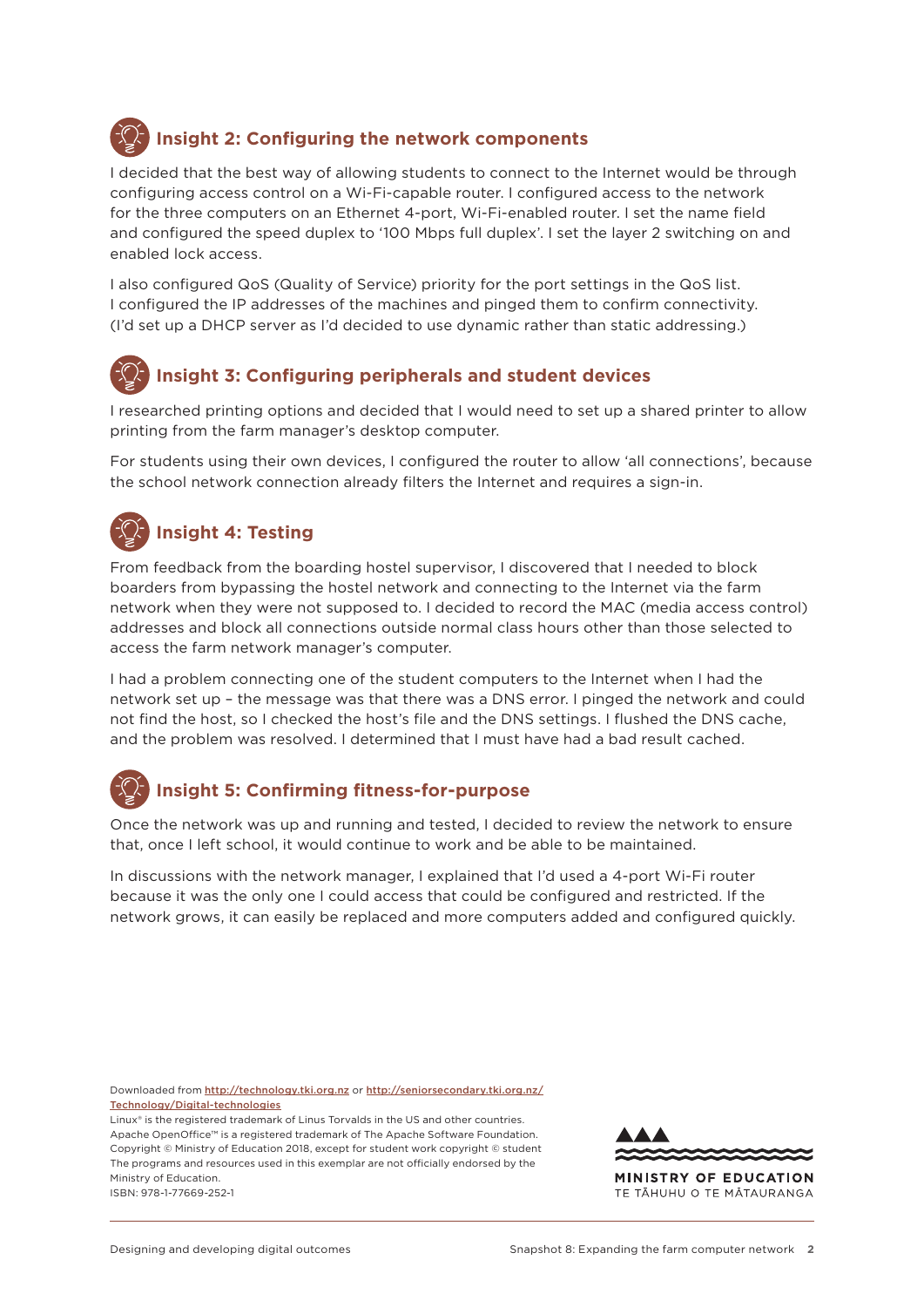## Insight 2: Configuring the network components

I decided that the best way of allowing students to connect to the Internet would be through configuring access control on a Wi-Fi-capable router. I configured access to the network for the three computers on an Ethernet 4-port, Wi-Fi-enabled router. I set the name field and configured the speed duplex to '100 Mbps full duplex'. I set the layer 2 switching on and enabled lock access.

I also configured QoS (Quality of Service) priority for the port settings in the QoS list. I configured the IP addresses of the machines and pinged them to confirm connectivity. (I'd set up a DHCP server as I'd decided to use dynamic rather than static addressing.)

## Insight 3: Configuring peripherals and student devices

I researched printing options and decided that I would need to set up a shared printer to allow printing from the farm manager's desktop computer.

For students using their own devices, I configured the router to allow 'all connections', because the school network connection already filters the Internet and requires a sign-in.

## Insight 4: Testing

From feedback from the boarding hostel supervisor, I discovered that I needed to block boarders from bypassing the hostel network and connecting to the Internet via the farm network when they were not supposed to. I decided to record the MAC (media access control) addresses and block all connections outside normal class hours other than those selected to access the farm network manager's computer.

I had a problem connecting one of the student computers to the Internet when I had the network set up – the message was that there was a DNS error. I pinged the network and could not find the host, so I checked the host's file and the DNS settings. I flushed the DNS cache, and the problem was resolved. I determined that I must have had a bad result cached.

## Insight 5: Confirming fitness-for-purpose

Once the network was up and running and tested, I decided to review the network to ensure that, once I left school, it would continue to work and be able to be maintained.

In discussions with the network manager, I explained that I'd used a 4-port Wi-Fi router because it was the only one I could access that could be configured and restricted. If the network grows, it can easily be replaced and more computers added and configured quickly.

Downloaded from http://technology.tki.org.nz or http://seniorsecondary.tki.org.nz/Technology/Digital-technologies
Linux® is the registered trademark of Linus Torvalds in the US and other countries.
Apache OpenOffice™ is a registered trademark of The Apache Software Foundation.
Copyright © Ministry of Education 2018, except for student work copyright © student
The programs and resources used in this exemplar are not officially endorsed by the Ministry of Education.
ISBN: 978-1-77669-252-1

MINISTRY OF EDUCATION
TE TĀHUHU O TE MĀTAURANGA